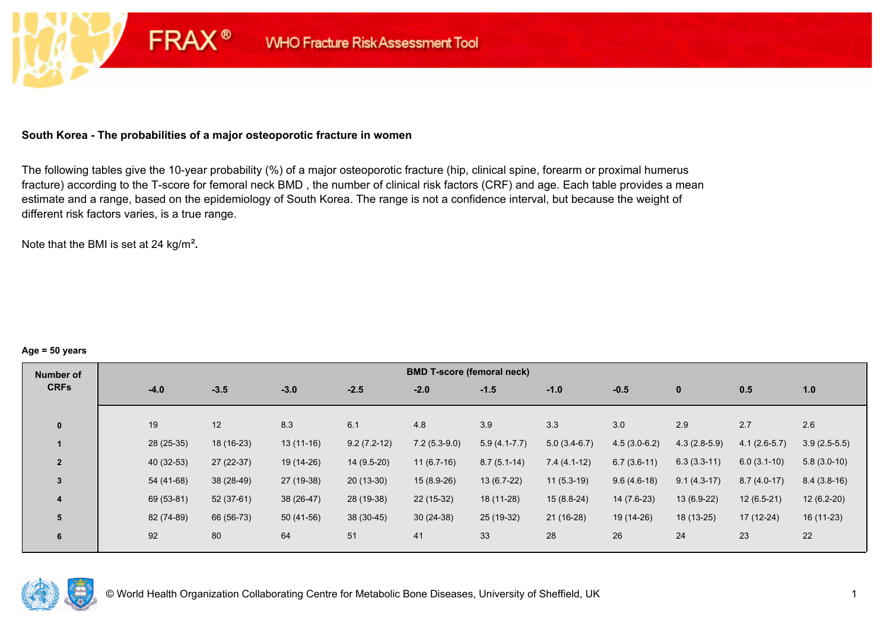FRAX® WHO Fracture Risk Assessment Tool

**South Korea - The probabilities of a major osteoporotic fracture in women**

The following tables give the 10-year probability (%) of a major osteoporotic fracture (hip, clinical spine, forearm or proximal humerus fracture) according to the T-score for femoral neck BMD , the number of clinical risk factors (CRF) and age. Each table provides a mean estimate and a range, based on the epidemiology of South Korea. The range is not a confidence interval, but because the weight of different risk factors varies, is a true range.

Note that the BMI is set at 24 kg/m$^2$**.**

**Age = 50 years**

| Number of CRFs | BMD T-score (femoral neck) | | | | | | | | | | |
|---|---|---|---|---|---|---|---|---|---|---|---|
| | -4.0 | -3.5 | -3.0 | -2.5 | -2.0 | -1.5 | -1.0 | -0.5 | 0 | 0.5 | 1.0 |
| 0 | 19 | 12 | 8.3 | 6.1 | 4.8 | 3.9 | 3.3 | 3.0 | 2.9 | 2.7 | 2.6 |
| 1 | 28 (25-35) | 18 (16-23) | 13 (11-16) | 9.2 (7.2-12) | 7.2 (5.3-9.0) | 5.9 (4.1-7.7) | 5.0 (3.4-6.7) | 4.5 (3.0-6.2) | 4.3 (2.8-5.9) | 4.1 (2.6-5.7) | 3.9 (2.5-5.5) |
| 2 | 40 (32-53) | 27 (22-37) | 19 (14-26) | 14 (9.5-20) | 11 (6.7-16) | 8.7 (5.1-14) | 7.4 (4.1-12) | 6.7 (3.6-11) | 6.3 (3.3-11) | 6.0 (3.1-10) | 5.8 (3.0-10) |
| 3 | 54 (41-68) | 38 (28-49) | 27 (19-38) | 20 (13-30) | 15 (8.9-26) | 13 (6.7-22) | 11 (5.3-19) | 9.6 (4.6-18) | 9.1 (4.3-17) | 8.7 (4.0-17) | 8.4 (3.8-16) |
| 4 | 69 (53-81) | 52 (37-61) | 38 (26-47) | 28 (19-38) | 22 (15-32) | 18 (11-28) | 15 (8.8-24) | 14 (7.6-23) | 13 (6.9-22) | 12 (6.5-21) | 12 (6.2-20) |
| 5 | 82 (74-89) | 66 (56-73) | 50 (41-56) | 38 (30-45) | 30 (24-38) | 25 (19-32) | 21 (16-28) | 19 (14-26) | 18 (13-25) | 17 (12-24) | 16 (11-23) |
| 6 | 92 | 80 | 64 | 51 | 41 | 33 | 28 | 26 | 24 | 23 | 22 |

© World Health Organization Collaborating Centre for Metabolic Bone Diseases, University of Sheffield, UK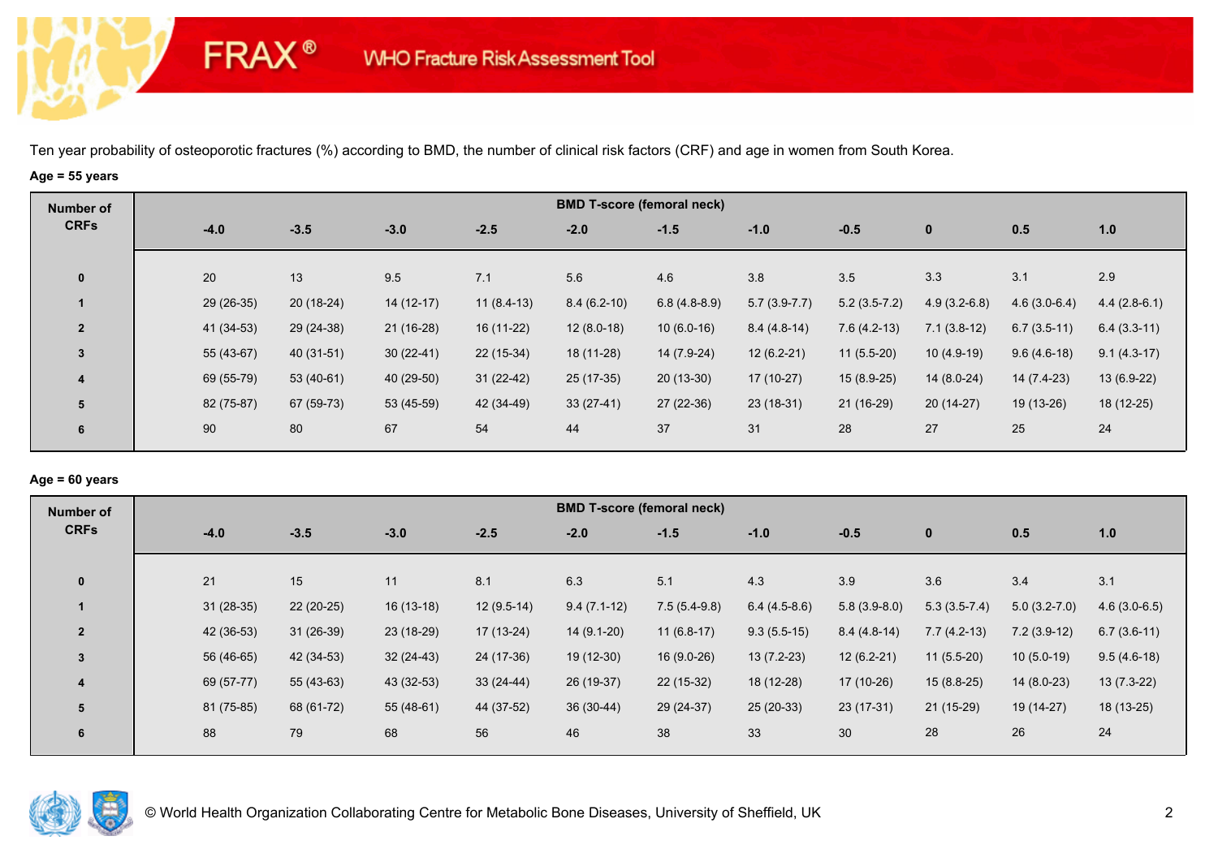Ten year probability of osteoporotic fractures (%) according to BMD, the number of clinical risk factors (CRF) and age in women from South Korea.

**Age = 55 years**

| Number of CRFs | BMD T-score (femoral neck) | | | | | | | | | | |
|---|---|---|---|---|---|---|---|---|---|---|---|
| | -4.0 | -3.5 | -3.0 | -2.5 | -2.0 | -1.5 | -1.0 | -0.5 | 0 | 0.5 | 1.0 |
| 0 | 20 | 13 | 9.5 | 7.1 | 5.6 | 4.6 | 3.8 | 3.5 | 3.3 | 3.1 | 2.9 |
| 1 | 29 (26-35) | 20 (18-24) | 14 (12-17) | 11 (8.4-13) | 8.4 (6.2-10) | 6.8 (4.8-8.9) | 5.7 (3.9-7.7) | 5.2 (3.5-7.2) | 4.9 (3.2-6.8) | 4.6 (3.0-6.4) | 4.4 (2.8-6.1) |
| 2 | 41 (34-53) | 29 (24-38) | 21 (16-28) | 16 (11-22) | 12 (8.0-18) | 10 (6.0-16) | 8.4 (4.8-14) | 7.6 (4.2-13) | 7.1 (3.8-12) | 6.7 (3.5-11) | 6.4 (3.3-11) |
| 3 | 55 (43-67) | 40 (31-51) | 30 (22-41) | 22 (15-34) | 18 (11-28) | 14 (7.9-24) | 12 (6.2-21) | 11 (5.5-20) | 10 (4.9-19) | 9.6 (4.6-18) | 9.1 (4.3-17) |
| 4 | 69 (55-79) | 53 (40-61) | 40 (29-50) | 31 (22-42) | 25 (17-35) | 20 (13-30) | 17 (10-27) | 15 (8.9-25) | 14 (8.0-24) | 14 (7.4-23) | 13 (6.9-22) |
| 5 | 82 (75-87) | 67 (59-73) | 53 (45-59) | 42 (34-49) | 33 (27-41) | 27 (22-36) | 23 (18-31) | 21 (16-29) | 20 (14-27) | 19 (13-26) | 18 (12-25) |
| 6 | 90 | 80 | 67 | 54 | 44 | 37 | 31 | 28 | 27 | 25 | 24 |

**Age = 60 years**

| Number of CRFs | BMD T-score (femoral neck) | | | | | | | | | | |
|---|---|---|---|---|---|---|---|---|---|---|---|
| | -4.0 | -3.5 | -3.0 | -2.5 | -2.0 | -1.5 | -1.0 | -0.5 | 0 | 0.5 | 1.0 |
| 0 | 21 | 15 | 11 | 8.1 | 6.3 | 5.1 | 4.3 | 3.9 | 3.6 | 3.4 | 3.1 |
| 1 | 31 (28-35) | 22 (20-25) | 16 (13-18) | 12 (9.5-14) | 9.4 (7.1-12) | 7.5 (5.4-9.8) | 6.4 (4.5-8.6) | 5.8 (3.9-8.0) | 5.3 (3.5-7.4) | 5.0 (3.2-7.0) | 4.6 (3.0-6.5) |
| 2 | 42 (36-53) | 31 (26-39) | 23 (18-29) | 17 (13-24) | 14 (9.1-20) | 11 (6.8-17) | 9.3 (5.5-15) | 8.4 (4.8-14) | 7.7 (4.2-13) | 7.2 (3.9-12) | 6.7 (3.6-11) |
| 3 | 56 (46-65) | 42 (34-53) | 32 (24-43) | 24 (17-36) | 19 (12-30) | 16 (9.0-26) | 13 (7.2-23) | 12 (6.2-21) | 11 (5.5-20) | 10 (5.0-19) | 9.5 (4.6-18) |
| 4 | 69 (57-77) | 55 (43-63) | 43 (32-53) | 33 (24-44) | 26 (19-37) | 22 (15-32) | 18 (12-28) | 17 (10-26) | 15 (8.8-25) | 14 (8.0-23) | 13 (7.3-22) |
| 5 | 81 (75-85) | 68 (61-72) | 55 (48-61) | 44 (37-52) | 36 (30-44) | 29 (24-37) | 25 (20-33) | 23 (17-31) | 21 (15-29) | 19 (14-27) | 18 (13-25) |
| 6 | 88 | 79 | 68 | 56 | 46 | 38 | 33 | 30 | 28 | 26 | 24 |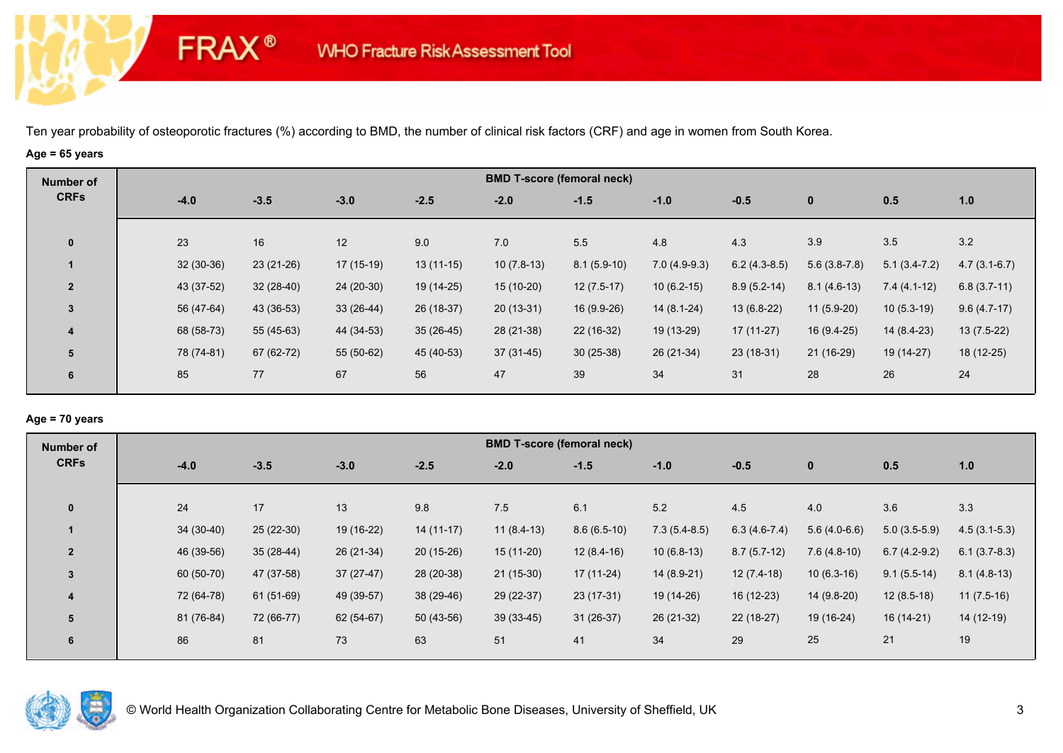Ten year probability of osteoporotic fractures (%) according to BMD, the number of clinical risk factors (CRF) and age in women from South Korea.

**Age = 65 years**

| Number of CRFs | BMD T-score (femoral neck) | | | | | | | | | | |
|---|---|---|---|---|---|---|---|---|---|---|---|
| | -4.0 | -3.5 | -3.0 | -2.5 | -2.0 | -1.5 | -1.0 | -0.5 | 0 | 0.5 | 1.0 |
| 0 | 23 | 16 | 12 | 9.0 | 7.0 | 5.5 | 4.8 | 4.3 | 3.9 | 3.5 | 3.2 |
| 1 | 32 (30-36) | 23 (21-26) | 17 (15-19) | 13 (11-15) | 10 (7.8-13) | 8.1 (5.9-10) | 7.0 (4.9-9.3) | 6.2 (4.3-8.5) | 5.6 (3.8-7.8) | 5.1 (3.4-7.2) | 4.7 (3.1-6.7) |
| 2 | 43 (37-52) | 32 (28-40) | 24 (20-30) | 19 (14-25) | 15 (10-20) | 12 (7.5-17) | 10 (6.2-15) | 8.9 (5.2-14) | 8.1 (4.6-13) | 7.4 (4.1-12) | 6.8 (3.7-11) |
| 3 | 56 (47-64) | 43 (36-53) | 33 (26-44) | 26 (18-37) | 20 (13-31) | 16 (9.9-26) | 14 (8.1-24) | 13 (6.8-22) | 11 (5.9-20) | 10 (5.3-19) | 9.6 (4.7-17) |
| 4 | 68 (58-73) | 55 (45-63) | 44 (34-53) | 35 (26-45) | 28 (21-38) | 22 (16-32) | 19 (13-29) | 17 (11-27) | 16 (9.4-25) | 14 (8.4-23) | 13 (7.5-22) |
| 5 | 78 (74-81) | 67 (62-72) | 55 (50-62) | 45 (40-53) | 37 (31-45) | 30 (25-38) | 26 (21-34) | 23 (18-31) | 21 (16-29) | 19 (14-27) | 18 (12-25) |
| 6 | 85 | 77 | 67 | 56 | 47 | 39 | 34 | 31 | 28 | 26 | 24 |

**Age = 70 years**

| Number of CRFs | BMD T-score (femoral neck) | | | | | | | | | | |
|---|---|---|---|---|---|---|---|---|---|---|---|
| | -4.0 | -3.5 | -3.0 | -2.5 | -2.0 | -1.5 | -1.0 | -0.5 | 0 | 0.5 | 1.0 |
| 0 | 24 | 17 | 13 | 9.8 | 7.5 | 6.1 | 5.2 | 4.5 | 4.0 | 3.6 | 3.3 |
| 1 | 34 (30-40) | 25 (22-30) | 19 (16-22) | 14 (11-17) | 11 (8.4-13) | 8.6 (6.5-10) | 7.3 (5.4-8.5) | 6.3 (4.6-7.4) | 5.6 (4.0-6.6) | 5.0 (3.5-5.9) | 4.5 (3.1-5.3) |
| 2 | 46 (39-56) | 35 (28-44) | 26 (21-34) | 20 (15-26) | 15 (11-20) | 12 (8.4-16) | 10 (6.8-13) | 8.7 (5.7-12) | 7.6 (4.8-10) | 6.7 (4.2-9.2) | 6.1 (3.7-8.3) |
| 3 | 60 (50-70) | 47 (37-58) | 37 (27-47) | 28 (20-38) | 21 (15-30) | 17 (11-24) | 14 (8.9-21) | 12 (7.4-18) | 10 (6.3-16) | 9.1 (5.5-14) | 8.1 (4.8-13) |
| 4 | 72 (64-78) | 61 (51-69) | 49 (39-57) | 38 (29-46) | 29 (22-37) | 23 (17-31) | 19 (14-26) | 16 (12-23) | 14 (9.8-20) | 12 (8.5-18) | 11 (7.5-16) |
| 5 | 81 (76-84) | 72 (66-77) | 62 (54-67) | 50 (43-56) | 39 (33-45) | 31 (26-37) | 26 (21-32) | 22 (18-27) | 19 (16-24) | 16 (14-21) | 14 (12-19) |
| 6 | 86 | 81 | 73 | 63 | 51 | 41 | 34 | 29 | 25 | 21 | 19 |

© World Health Organization Collaborating Centre for Metabolic Bone Diseases, University of Sheffield, UK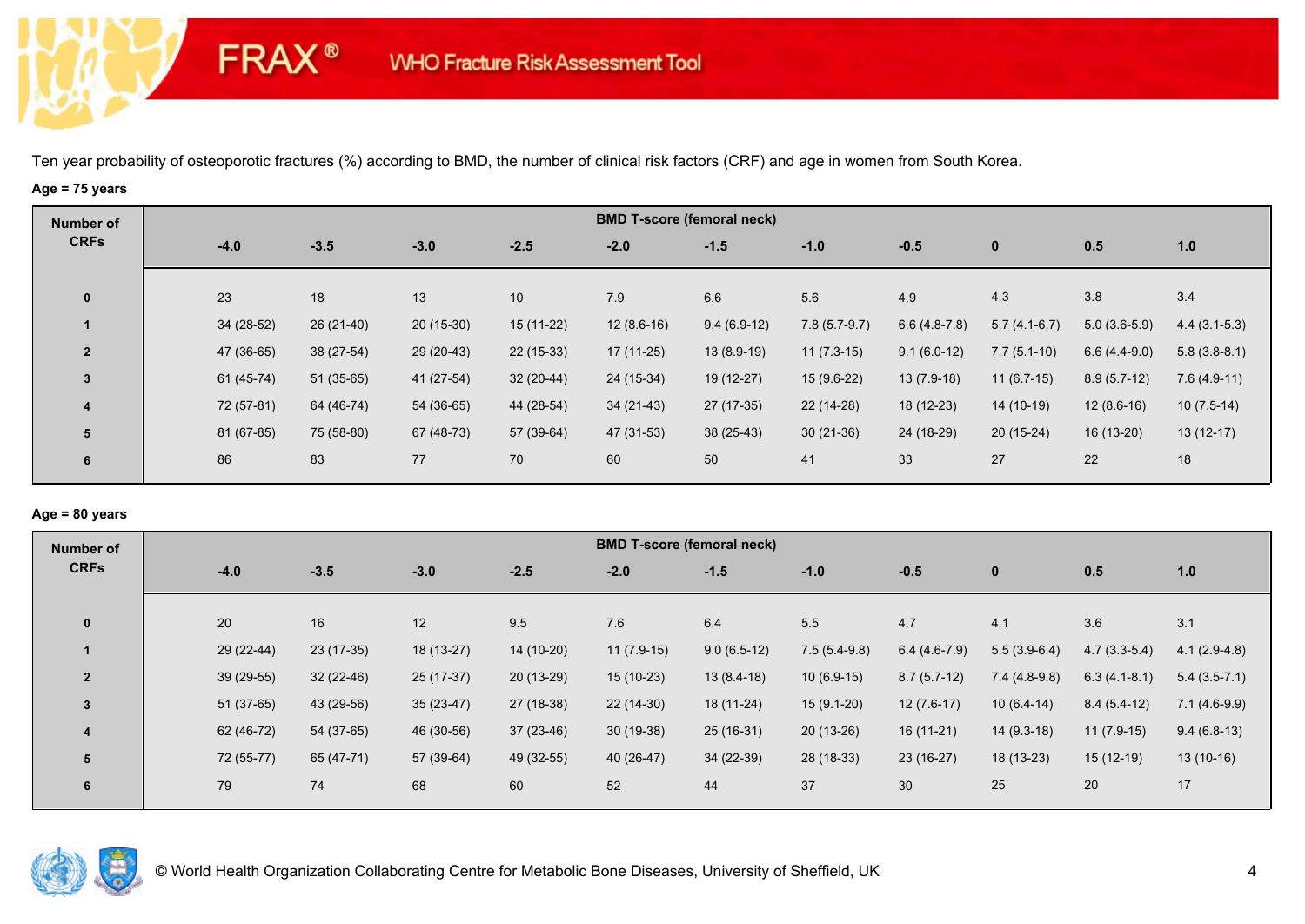FRAX® WHO Fracture Risk Assessment Tool

Ten year probability of osteoporotic fractures (%) according to BMD, the number of clinical risk factors (CRF) and age in women from South Korea.

**Age = 75 years**

| Number of CRFs | BMD T-score (femoral neck) | | | | | | | | | | |
|---|---|---|---|---|---|---|---|---|---|---|---|
| | -4.0 | -3.5 | -3.0 | -2.5 | -2.0 | -1.5 | -1.0 | -0.5 | 0 | 0.5 | 1.0 |
| 0 | 23 | 18 | 13 | 10 | 7.9 | 6.6 | 5.6 | 4.9 | 4.3 | 3.8 | 3.4 |
| 1 | 34 (28-52) | 26 (21-40) | 20 (15-30) | 15 (11-22) | 12 (8.6-16) | 9.4 (6.9-12) | 7.8 (5.7-9.7) | 6.6 (4.8-7.8) | 5.7 (4.1-6.7) | 5.0 (3.6-5.9) | 4.4 (3.1-5.3) |
| 2 | 47 (36-65) | 38 (27-54) | 29 (20-43) | 22 (15-33) | 17 (11-25) | 13 (8.9-19) | 11 (7.3-15) | 9.1 (6.0-12) | 7.7 (5.1-10) | 6.6 (4.4-9.0) | 5.8 (3.8-8.1) |
| 3 | 61 (45-74) | 51 (35-65) | 41 (27-54) | 32 (20-44) | 24 (15-34) | 19 (12-27) | 15 (9.6-22) | 13 (7.9-18) | 11 (6.7-15) | 8.9 (5.7-12) | 7.6 (4.9-11) |
| 4 | 72 (57-81) | 64 (46-74) | 54 (36-65) | 44 (28-54) | 34 (21-43) | 27 (17-35) | 22 (14-28) | 18 (12-23) | 14 (10-19) | 12 (8.6-16) | 10 (7.5-14) |
| 5 | 81 (67-85) | 75 (58-80) | 67 (48-73) | 57 (39-64) | 47 (31-53) | 38 (25-43) | 30 (21-36) | 24 (18-29) | 20 (15-24) | 16 (13-20) | 13 (12-17) |
| 6 | 86 | 83 | 77 | 70 | 60 | 50 | 41 | 33 | 27 | 22 | 18 |

**Age = 80 years**

| Number of CRFs | BMD T-score (femoral neck) | | | | | | | | | | |
|---|---|---|---|---|---|---|---|---|---|---|---|
| | -4.0 | -3.5 | -3.0 | -2.5 | -2.0 | -1.5 | -1.0 | -0.5 | 0 | 0.5 | 1.0 |
| 0 | 20 | 16 | 12 | 9.5 | 7.6 | 6.4 | 5.5 | 4.7 | 4.1 | 3.6 | 3.1 |
| 1 | 29 (22-44) | 23 (17-35) | 18 (13-27) | 14 (10-20) | 11 (7.9-15) | 9.0 (6.5-12) | 7.5 (5.4-9.8) | 6.4 (4.6-7.9) | 5.5 (3.9-6.4) | 4.7 (3.3-5.4) | 4.1 (2.9-4.8) |
| 2 | 39 (29-55) | 32 (22-46) | 25 (17-37) | 20 (13-29) | 15 (10-23) | 13 (8.4-18) | 10 (6.9-15) | 8.7 (5.7-12) | 7.4 (4.8-9.8) | 6.3 (4.1-8.1) | 5.4 (3.5-7.1) |
| 3 | 51 (37-65) | 43 (29-56) | 35 (23-47) | 27 (18-38) | 22 (14-30) | 18 (11-24) | 15 (9.1-20) | 12 (7.6-17) | 10 (6.4-14) | 8.4 (5.4-12) | 7.1 (4.6-9.9) |
| 4 | 62 (46-72) | 54 (37-65) | 46 (30-56) | 37 (23-46) | 30 (19-38) | 25 (16-31) | 20 (13-26) | 16 (11-21) | 14 (9.3-18) | 11 (7.9-15) | 9.4 (6.8-13) |
| 5 | 72 (55-77) | 65 (47-71) | 57 (39-64) | 49 (32-55) | 40 (26-47) | 34 (22-39) | 28 (18-33) | 23 (16-27) | 18 (13-23) | 15 (12-19) | 13 (10-16) |
| 6 | 79 | 74 | 68 | 60 | 52 | 44 | 37 | 30 | 25 | 20 | 17 |

© World Health Organization Collaborating Centre for Metabolic Bone Diseases, University of Sheffield, UK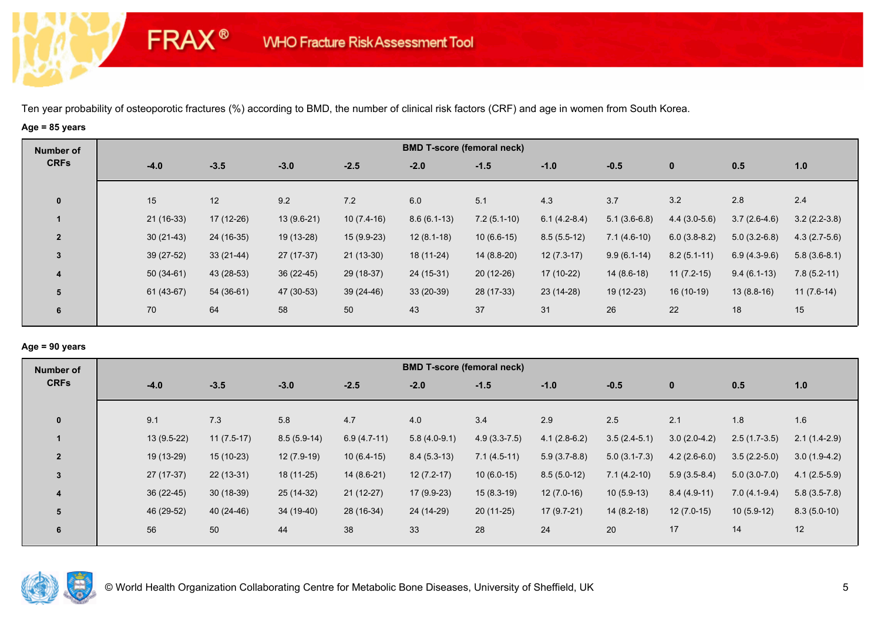FRAX® WHO Fracture Risk Assessment Tool

Ten year probability of osteoporotic fractures (%) according to BMD, the number of clinical risk factors (CRF) and age in women from South Korea.

**Age = 85 years**

| Number of CRFs | BMD T-score (femoral neck) | | | | | | | | | | |
|---|---|---|---|---|---|---|---|---|---|---|---|
| | -4.0 | -3.5 | -3.0 | -2.5 | -2.0 | -1.5 | -1.0 | -0.5 | 0 | 0.5 | 1.0 |
| 0 | 15 | 12 | 9.2 | 7.2 | 6.0 | 5.1 | 4.3 | 3.7 | 3.2 | 2.8 | 2.4 |
| 1 | 21 (16-33) | 17 (12-26) | 13 (9.6-21) | 10 (7.4-16) | 8.6 (6.1-13) | 7.2 (5.1-10) | 6.1 (4.2-8.4) | 5.1 (3.6-6.8) | 4.4 (3.0-5.6) | 3.7 (2.6-4.6) | 3.2 (2.2-3.8) |
| 2 | 30 (21-43) | 24 (16-35) | 19 (13-28) | 15 (9.9-23) | 12 (8.1-18) | 10 (6.6-15) | 8.5 (5.5-12) | 7.1 (4.6-10) | 6.0 (3.8-8.2) | 5.0 (3.2-6.8) | 4.3 (2.7-5.6) |
| 3 | 39 (27-52) | 33 (21-44) | 27 (17-37) | 21 (13-30) | 18 (11-24) | 14 (8.8-20) | 12 (7.3-17) | 9.9 (6.1-14) | 8.2 (5.1-11) | 6.9 (4.3-9.6) | 5.8 (3.6-8.1) |
| 4 | 50 (34-61) | 43 (28-53) | 36 (22-45) | 29 (18-37) | 24 (15-31) | 20 (12-26) | 17 (10-22) | 14 (8.6-18) | 11 (7.2-15) | 9.4 (6.1-13) | 7.8 (5.2-11) |
| 5 | 61 (43-67) | 54 (36-61) | 47 (30-53) | 39 (24-46) | 33 (20-39) | 28 (17-33) | 23 (14-28) | 19 (12-23) | 16 (10-19) | 13 (8.8-16) | 11 (7.6-14) |
| 6 | 70 | 64 | 58 | 50 | 43 | 37 | 31 | 26 | 22 | 18 | 15 |

**Age = 90 years**

| Number of CRFs | BMD T-score (femoral neck) | | | | | | | | | | |
|---|---|---|---|---|---|---|---|---|---|---|---|
| | -4.0 | -3.5 | -3.0 | -2.5 | -2.0 | -1.5 | -1.0 | -0.5 | 0 | 0.5 | 1.0 |
| 0 | 9.1 | 7.3 | 5.8 | 4.7 | 4.0 | 3.4 | 2.9 | 2.5 | 2.1 | 1.8 | 1.6 |
| 1 | 13 (9.5-22) | 11 (7.5-17) | 8.5 (5.9-14) | 6.9 (4.7-11) | 5.8 (4.0-9.1) | 4.9 (3.3-7.5) | 4.1 (2.8-6.2) | 3.5 (2.4-5.1) | 3.0 (2.0-4.2) | 2.5 (1.7-3.5) | 2.1 (1.4-2.9) |
| 2 | 19 (13-29) | 15 (10-23) | 12 (7.9-19) | 10 (6.4-15) | 8.4 (5.3-13) | 7.1 (4.5-11) | 5.9 (3.7-8.8) | 5.0 (3.1-7.3) | 4.2 (2.6-6.0) | 3.5 (2.2-5.0) | 3.0 (1.9-4.2) |
| 3 | 27 (17-37) | 22 (13-31) | 18 (11-25) | 14 (8.6-21) | 12 (7.2-17) | 10 (6.0-15) | 8.5 (5.0-12) | 7.1 (4.2-10) | 5.9 (3.5-8.4) | 5.0 (3.0-7.0) | 4.1 (2.5-5.9) |
| 4 | 36 (22-45) | 30 (18-39) | 25 (14-32) | 21 (12-27) | 17 (9.9-23) | 15 (8.3-19) | 12 (7.0-16) | 10 (5.9-13) | 8.4 (4.9-11) | 7.0 (4.1-9.4) | 5.8 (3.5-7.8) |
| 5 | 46 (29-52) | 40 (24-46) | 34 (19-40) | 28 (16-34) | 24 (14-29) | 20 (11-25) | 17 (9.7-21) | 14 (8.2-18) | 12 (7.0-15) | 10 (5.9-12) | 8.3 (5.0-10) |
| 6 | 56 | 50 | 44 | 38 | 33 | 28 | 24 | 20 | 17 | 14 | 12 |

© World Health Organization Collaborating Centre for Metabolic Bone Diseases, University of Sheffield, UK